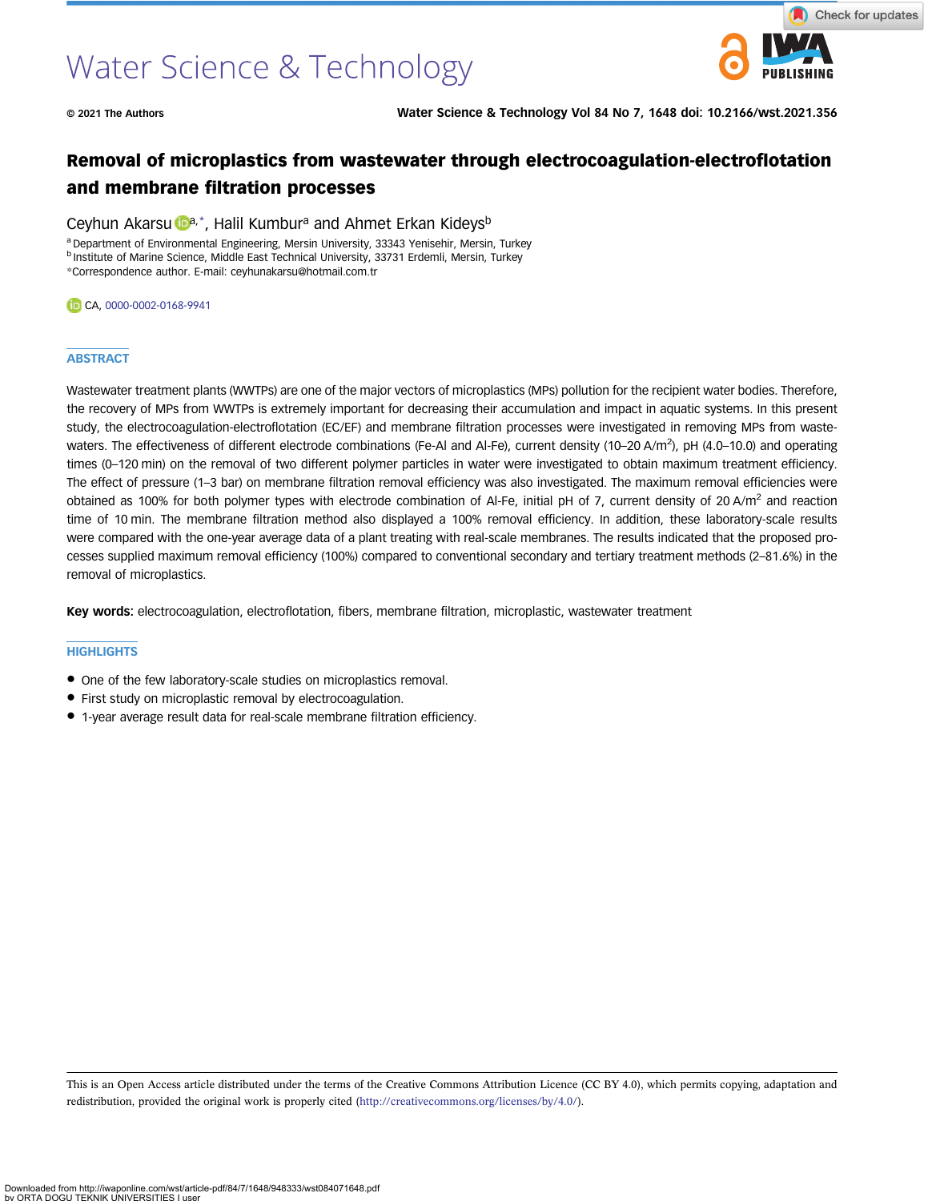# Removal of microplastics from wastewater through electrocoagulation-electroflotation and membrane filtration processes

Ceyhun Akarsu[a,*], Halil Kumbur[a] and Ahmet Erkan Kideys[b]

[a] Department of Environmental Engineering, Mersin University, 33343 Yenisehir, Mersin, Turkey
[b] Institute of Marine Science, Middle East Technical University, 33731 Erdemli, Mersin, Turkey
*Correspondence author. E-mail: ceyhunakarsu@hotmail.com.tr

CA, 0000-0002-0168-9941

## ABSTRACT

Wastewater treatment plants (WWTPs) are one of the major vectors of microplastics (MPs) pollution for the recipient water bodies. Therefore, the recovery of MPs from WWTPs is extremely important for decreasing their accumulation and impact in aquatic systems. In this present study, the electrocoagulation-electroflotation (EC/EF) and membrane filtration processes were investigated in removing MPs from wastewaters. The effectiveness of different electrode combinations (Fe-Al and Al-Fe), current density (10–20 A/m$^2$), pH (4.0–10.0) and operating times (0–120 min) on the removal of two different polymer particles in water were investigated to obtain maximum treatment efficiency. The effect of pressure (1–3 bar) on membrane filtration removal efficiency was also investigated. The maximum removal efficiencies were obtained as 100% for both polymer types with electrode combination of Al-Fe, initial pH of 7, current density of 20 A/m$^2$ and reaction time of 10 min. The membrane filtration method also displayed a 100% removal efficiency. In addition, these laboratory-scale results were compared with the one-year average data of a plant treating with real-scale membranes. The results indicated that the proposed processes supplied maximum removal efficiency (100%) compared to conventional secondary and tertiary treatment methods (2–81.6%) in the removal of microplastics.

**Key words:** electrocoagulation, electroflotation, fibers, membrane filtration, microplastic, wastewater treatment

## HIGHLIGHTS

- One of the few laboratory-scale studies on microplastics removal.
- First study on microplastic removal by electrocoagulation.
- 1-year average result data for real-scale membrane filtration efficiency.

This is an Open Access article distributed under the terms of the Creative Commons Attribution Licence (CC BY 4.0), which permits copying, adaptation and redistribution, provided the original work is properly cited (http://creativecommons.org/licenses/by/4.0/).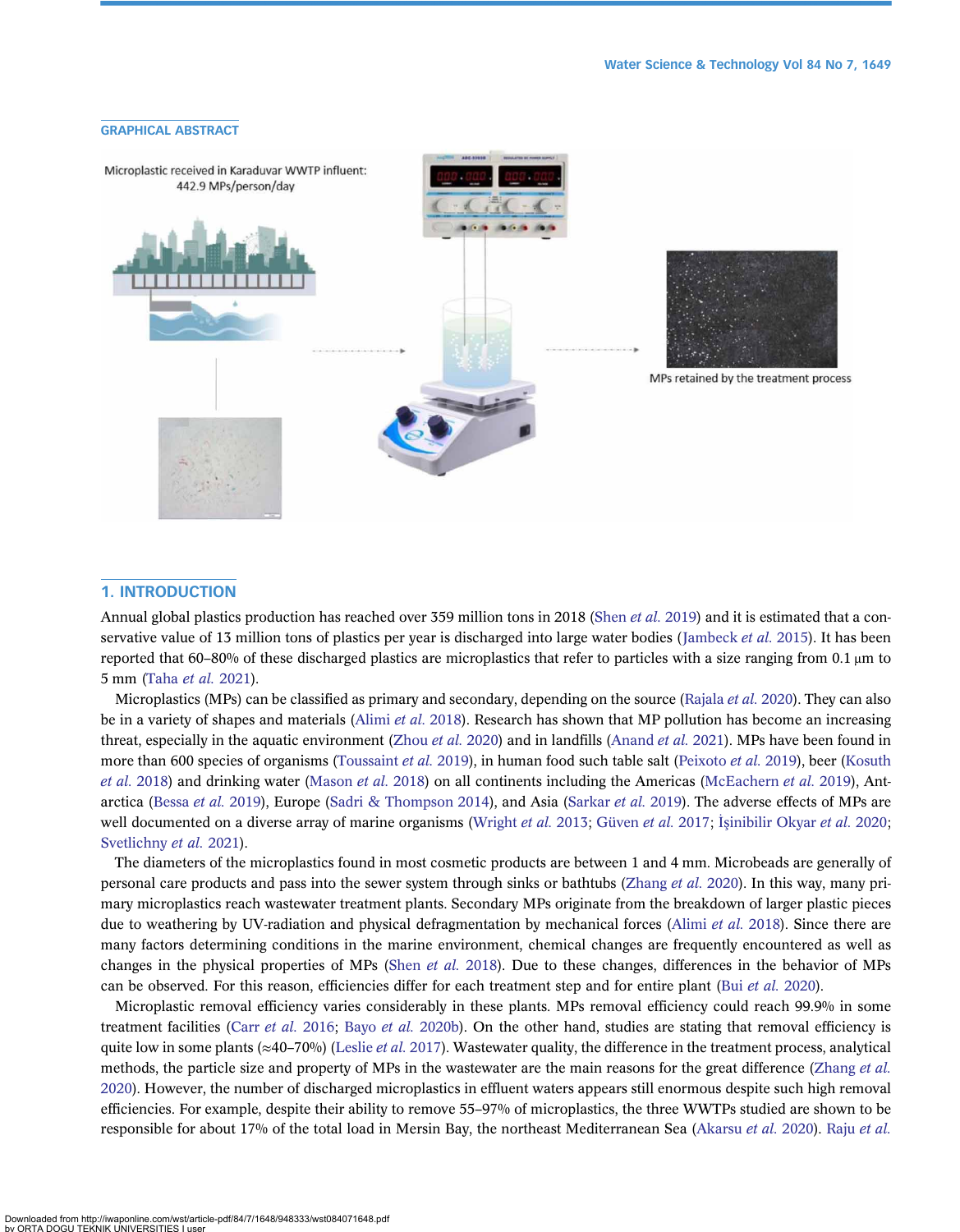## GRAPHICAL ABSTRACT

Microplastic received in Karaduvar WWTP influent: 442.9 MPs/person/day

MPs retained by the treatment process

## 1. INTRODUCTION

Annual global plastics production has reached over 359 million tons in 2018 (Shen *et al.* 2019) and it is estimated that a conservative value of 13 million tons of plastics per year is discharged into large water bodies (Jambeck *et al.* 2015). It has been reported that 60–80% of these discharged plastics are microplastics that refer to particles with a size ranging from 0.1 μm to 5 mm (Taha *et al.* 2021).

Microplastics (MPs) can be classified as primary and secondary, depending on the source (Rajala *et al.* 2020). They can also be in a variety of shapes and materials (Alimi *et al.* 2018). Research has shown that MP pollution has become an increasing threat, especially in the aquatic environment (Zhou *et al.* 2020) and in landfills (Anand *et al.* 2021). MPs have been found in more than 600 species of organisms (Toussaint *et al.* 2019), in human food such table salt (Peixoto *et al.* 2019), beer (Kosuth *et al.* 2018) and drinking water (Mason *et al.* 2018) on all continents including the Americas (McEachern *et al.* 2019), Antarctica (Bessa *et al.* 2019), Europe (Sadri & Thompson 2014), and Asia (Sarkar *et al.* 2019). The adverse effects of MPs are well documented on a diverse array of marine organisms (Wright *et al.* 2013; Güven *et al.* 2017; İşinibilir Okyar *et al.* 2020; Svetlichny *et al.* 2021).

The diameters of the microplastics found in most cosmetic products are between 1 and 4 mm. Microbeads are generally of personal care products and pass into the sewer system through sinks or bathtubs (Zhang *et al.* 2020). In this way, many primary microplastics reach wastewater treatment plants. Secondary MPs originate from the breakdown of larger plastic pieces due to weathering by UV-radiation and physical defragmentation by mechanical forces (Alimi *et al.* 2018). Since there are many factors determining conditions in the marine environment, chemical changes are frequently encountered as well as changes in the physical properties of MPs (Shen *et al.* 2018). Due to these changes, differences in the behavior of MPs can be observed. For this reason, efficiencies differ for each treatment step and for entire plant (Bui *et al.* 2020).

Microplastic removal efficiency varies considerably in these plants. MPs removal efficiency could reach 99.9% in some treatment facilities (Carr *et al.* 2016; Bayo *et al.* 2020b). On the other hand, studies are stating that removal efficiency is quite low in some plants (≈40–70%) (Leslie *et al.* 2017). Wastewater quality, the difference in the treatment process, analytical methods, the particle size and property of MPs in the wastewater are the main reasons for the great difference (Zhang *et al.* 2020). However, the number of discharged microplastics in effluent waters appears still enormous despite such high removal efficiencies. For example, despite their ability to remove 55–97% of microplastics, the three WWTPs studied are shown to be responsible for about 17% of the total load in Mersin Bay, the northeast Mediterranean Sea (Akarsu *et al.* 2020). Raju *et al.*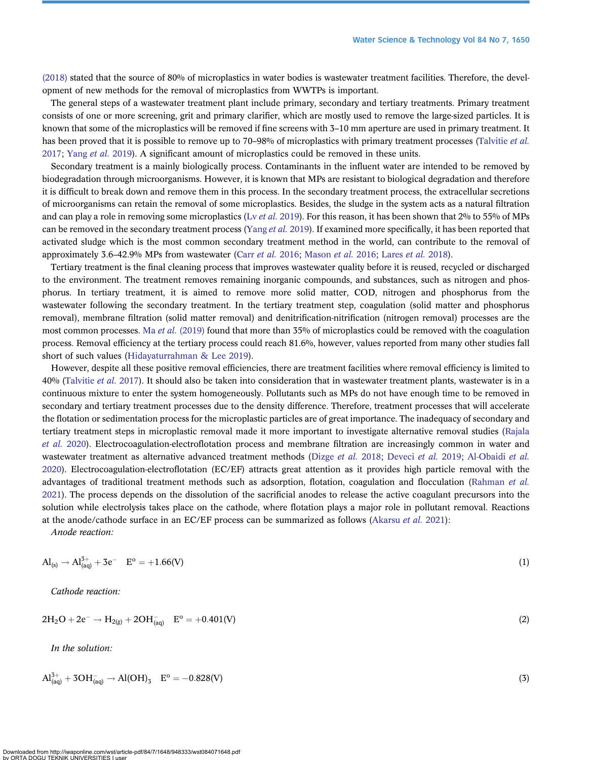(2018) stated that the source of 80% of microplastics in water bodies is wastewater treatment facilities. Therefore, the development of new methods for the removal of microplastics from WWTPs is important.

The general steps of a wastewater treatment plant include primary, secondary and tertiary treatments. Primary treatment consists of one or more screening, grit and primary clarifier, which are mostly used to remove the large-sized particles. It is known that some of the microplastics will be removed if fine screens with 3–10 mm aperture are used in primary treatment. It has been proved that it is possible to remove up to 70–98% of microplastics with primary treatment processes (Talvitie *et al.* 2017; Yang *et al.* 2019). A significant amount of microplastics could be removed in these units.

Secondary treatment is a mainly biologically process. Contaminants in the influent water are intended to be removed by biodegradation through microorganisms. However, it is known that MPs are resistant to biological degradation and therefore it is difficult to break down and remove them in this process. In the secondary treatment process, the extracellular secretions of microorganisms can retain the removal of some microplastics. Besides, the sludge in the system acts as a natural filtration and can play a role in removing some microplastics (Lv *et al.* 2019). For this reason, it has been shown that 2% to 55% of MPs can be removed in the secondary treatment process (Yang *et al.* 2019). If examined more specifically, it has been reported that activated sludge which is the most common secondary treatment method in the world, can contribute to the removal of approximately 3.6–42.9% MPs from wastewater (Carr *et al.* 2016; Mason *et al.* 2016; Lares *et al.* 2018).

Tertiary treatment is the final cleaning process that improves wastewater quality before it is reused, recycled or discharged to the environment. The treatment removes remaining inorganic compounds, and substances, such as nitrogen and phosphorus. In tertiary treatment, it is aimed to remove more solid matter, COD, nitrogen and phosphorus from the wastewater following the secondary treatment. In the tertiary treatment step, coagulation (solid matter and phosphorus removal), membrane filtration (solid matter removal) and denitrification-nitrification (nitrogen removal) processes are the most common processes. Ma *et al.* (2019) found that more than 35% of microplastics could be removed with the coagulation process. Removal efficiency at the tertiary process could reach 81.6%, however, values reported from many other studies fall short of such values (Hidayaturrahman & Lee 2019).

However, despite all these positive removal efficiencies, there are treatment facilities where removal efficiency is limited to 40% (Talvitie *et al.* 2017). It should also be taken into consideration that in wastewater treatment plants, wastewater is in a continuous mixture to enter the system homogeneously. Pollutants such as MPs do not have enough time to be removed in secondary and tertiary treatment processes due to the density difference. Therefore, treatment processes that will accelerate the flotation or sedimentation process for the microplastic particles are of great importance. The inadequacy of secondary and tertiary treatment steps in microplastic removal made it more important to investigate alternative removal studies (Rajala *et al.* 2020). Electrocoagulation-electroflotation process and membrane filtration are increasingly common in water and wastewater treatment as alternative advanced treatment methods (Dizge *et al.* 2018; Deveci *et al.* 2019; Al-Obaidi *et al.* 2020). Electrocoagulation-electroflotation (EC/EF) attracts great attention as it provides high particle removal with the advantages of traditional treatment methods such as adsorption, flotation, coagulation and flocculation (Rahman *et al.* 2021). The process depends on the dissolution of the sacrificial anodes to release the active coagulant precursors into the solution while electrolysis takes place on the cathode, where flotation plays a major role in pollutant removal. Reactions at the anode/cathode surface in an EC/EF process can be summarized as follows (Akarsu *et al.* 2021):

*Anode reaction:*

$$Al_{(s)} \rightarrow Al^{3+}_{(aq)} + 3e^- \quad E^o = +1.66(V) \tag{1}$$

*Cathode reaction:*

$$2H_2O + 2e^- \rightarrow H_{2(g)} + 2OH^-_{(aq)} \quad E^o = +0.401(V) \tag{2}$$

*In the solution:*

$$Al^{3+}_{(aq)} + 3OH^-_{(aq)} \rightarrow Al(OH)_3 \quad E^o = -0.828(V) \tag{3}$$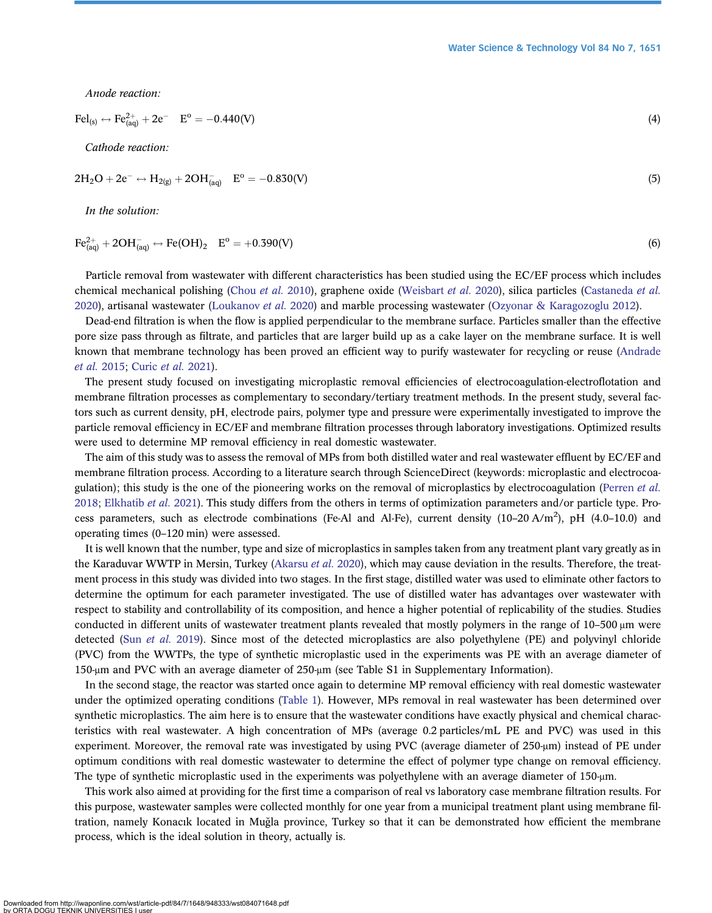*Anode reaction:*

$$\text{FeI}_{(s)} \leftrightarrow \text{Fe}^{2+}_{(aq)} + 2e^- \quad E^o = -0.440(\text{V}) \tag{4}$$

*Cathode reaction:*

$$2\text{H}_2\text{O} + 2e^- \leftrightarrow \text{H}_{2(g)} + 2\text{OH}^-_{(aq)} \quad E^o = -0.830(\text{V}) \tag{5}$$

*In the solution:*

$$\text{Fe}^{2+}_{(aq)} + 2\text{OH}^-_{(aq)} \leftrightarrow \text{Fe(OH)}_2 \quad E^o = +0.390(\text{V}) \tag{6}$$

Particle removal from wastewater with different characteristics has been studied using the EC/EF process which includes chemical mechanical polishing (Chou *et al.* 2010), graphene oxide (Weisbart *et al.* 2020), silica particles (Castaneda *et al.* 2020), artisanal wastewater (Loukanov *et al.* 2020) and marble processing wastewater (Ozyonar & Karagozoglu 2012).

Dead-end filtration is when the flow is applied perpendicular to the membrane surface. Particles smaller than the effective pore size pass through as filtrate, and particles that are larger build up as a cake layer on the membrane surface. It is well known that membrane technology has been proved an efficient way to purify wastewater for recycling or reuse (Andrade *et al.* 2015; Curic *et al.* 2021).

The present study focused on investigating microplastic removal efficiencies of electrocoagulation-electroflotation and membrane filtration processes as complementary to secondary/tertiary treatment methods. In the present study, several factors such as current density, pH, electrode pairs, polymer type and pressure were experimentally investigated to improve the particle removal efficiency in EC/EF and membrane filtration processes through laboratory investigations. Optimized results were used to determine MP removal efficiency in real domestic wastewater.

The aim of this study was to assess the removal of MPs from both distilled water and real wastewater effluent by EC/EF and membrane filtration process. According to a literature search through ScienceDirect (keywords: microplastic and electrocoagulation); this study is the one of the pioneering works on the removal of microplastics by electrocoagulation (Perren *et al.* 2018; Elkhatib *et al.* 2021). This study differs from the others in terms of optimization parameters and/or particle type. Process parameters, such as electrode combinations (Fe-Al and Al-Fe), current density (10–20 $A/m^2$), pH (4.0–10.0) and operating times (0–120 min) were assessed.

It is well known that the number, type and size of microplastics in samples taken from any treatment plant vary greatly as in the Karaduvar WWTP in Mersin, Turkey (Akarsu *et al.* 2020), which may cause deviation in the results. Therefore, the treatment process in this study was divided into two stages. In the first stage, distilled water was used to eliminate other factors to determine the optimum for each parameter investigated. The use of distilled water has advantages over wastewater with respect to stability and controllability of its composition, and hence a higher potential of replicability of the studies. Studies conducted in different units of wastewater treatment plants revealed that mostly polymers in the range of 10–500 μm were detected (Sun *et al.* 2019). Since most of the detected microplastics are also polyethylene (PE) and polyvinyl chloride (PVC) from the WWTPs, the type of synthetic microplastic used in the experiments was PE with an average diameter of 150-μm and PVC with an average diameter of 250-μm (see Table S1 in Supplementary Information).

In the second stage, the reactor was started once again to determine MP removal efficiency with real domestic wastewater under the optimized operating conditions (Table 1). However, MPs removal in real wastewater has been determined over synthetic microplastics. The aim here is to ensure that the wastewater conditions have exactly physical and chemical characteristics with real wastewater. A high concentration of MPs (average 0.2 particles/mL PE and PVC) was used in this experiment. Moreover, the removal rate was investigated by using PVC (average diameter of 250-μm) instead of PE under optimum conditions with real domestic wastewater to determine the effect of polymer type change on removal efficiency. The type of synthetic microplastic used in the experiments was polyethylene with an average diameter of 150-μm.

This work also aimed at providing for the first time a comparison of real vs laboratory case membrane filtration results. For this purpose, wastewater samples were collected monthly for one year from a municipal treatment plant using membrane filtration, namely Konacık located in Muğla province, Turkey so that it can be demonstrated how efficient the membrane process, which is the ideal solution in theory, actually is.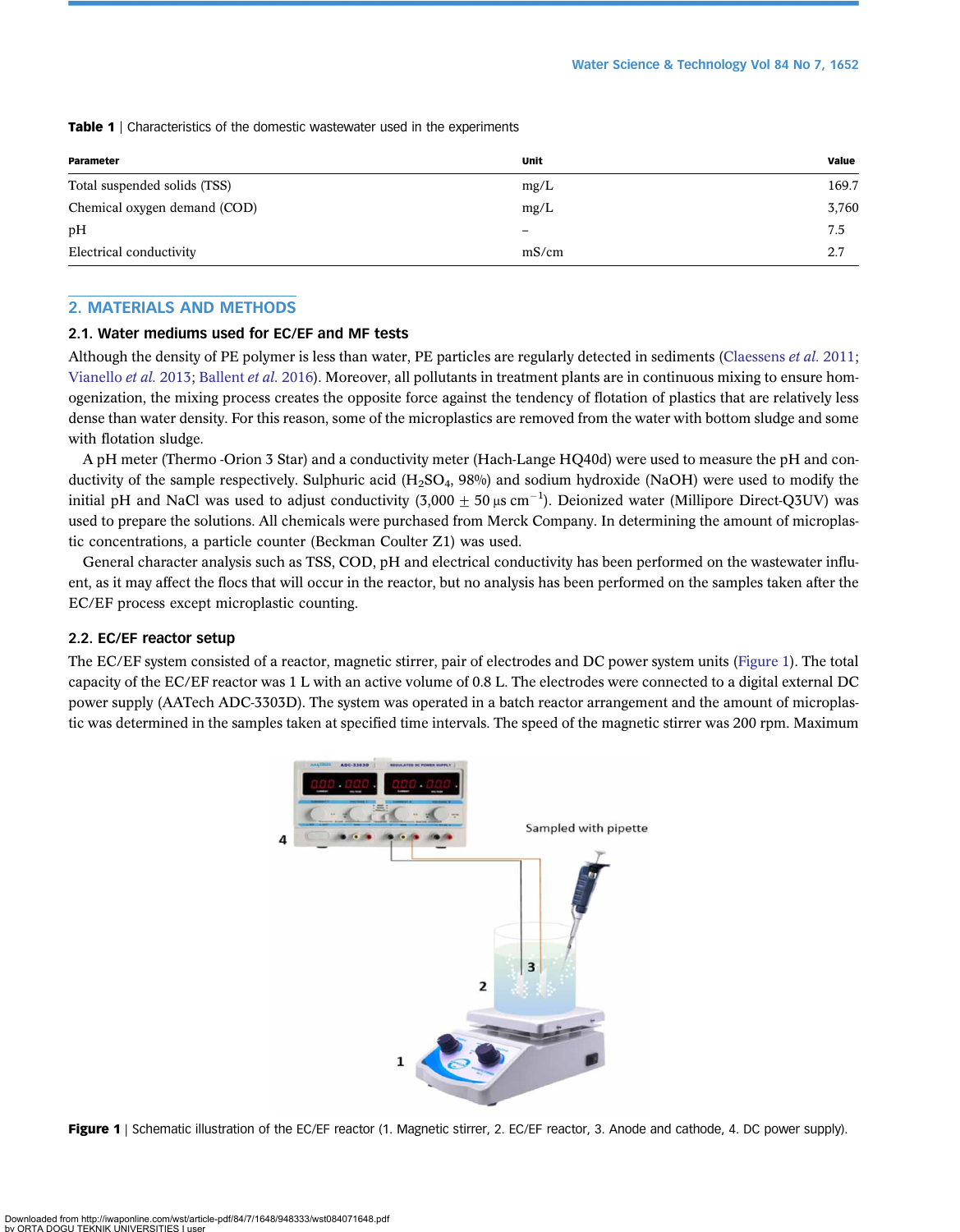**Table 1** | Characteristics of the domestic wastewater used in the experiments

| Parameter | Unit | Value |
|---|---|---|
| Total suspended solids (TSS) | mg/L | 169.7 |
| Chemical oxygen demand (COD) | mg/L | 3,760 |
| pH | – | 7.5 |
| Electrical conductivity | mS/cm | 2.7 |

## 2. MATERIALS AND METHODS

### 2.1. Water mediums used for EC/EF and MF tests

Although the density of PE polymer is less than water, PE particles are regularly detected in sediments (Claessens *et al.* 2011; Vianello *et al.* 2013; Ballent *et al.* 2016). Moreover, all pollutants in treatment plants are in continuous mixing to ensure homogenization, the mixing process creates the opposite force against the tendency of flotation of plastics that are relatively less dense than water density. For this reason, some of the microplastics are removed from the water with bottom sludge and some with flotation sludge.

A pH meter (Thermo -Orion 3 Star) and a conductivity meter (Hach-Lange HQ40d) were used to measure the pH and conductivity of the sample respectively. Sulphuric acid ($H_2SO_4$, 98%) and sodium hydroxide (NaOH) were used to modify the initial pH and NaCl was used to adjust conductivity ($3{,}000 \pm 50$ μs $cm^{-1}$). Deionized water (Millipore Direct-Q3UV) was used to prepare the solutions. All chemicals were purchased from Merck Company. In determining the amount of microplastic concentrations, a particle counter (Beckman Coulter Z1) was used.

General character analysis such as TSS, COD, pH and electrical conductivity has been performed on the wastewater influent, as it may affect the flocs that will occur in the reactor, but no analysis has been performed on the samples taken after the EC/EF process except microplastic counting.

### 2.2. EC/EF reactor setup

The EC/EF system consisted of a reactor, magnetic stirrer, pair of electrodes and DC power system units (Figure 1). The total capacity of the EC/EF reactor was 1 L with an active volume of 0.8 L. The electrodes were connected to a digital external DC power supply (AATech ADC-3303D). The system was operated in a batch reactor arrangement and the amount of microplastic was determined in the samples taken at specified time intervals. The speed of the magnetic stirrer was 200 rpm. Maximum

**Figure 1** | Schematic illustration of the EC/EF reactor (1. Magnetic stirrer, 2. EC/EF reactor, 3. Anode and cathode, 4. DC power supply).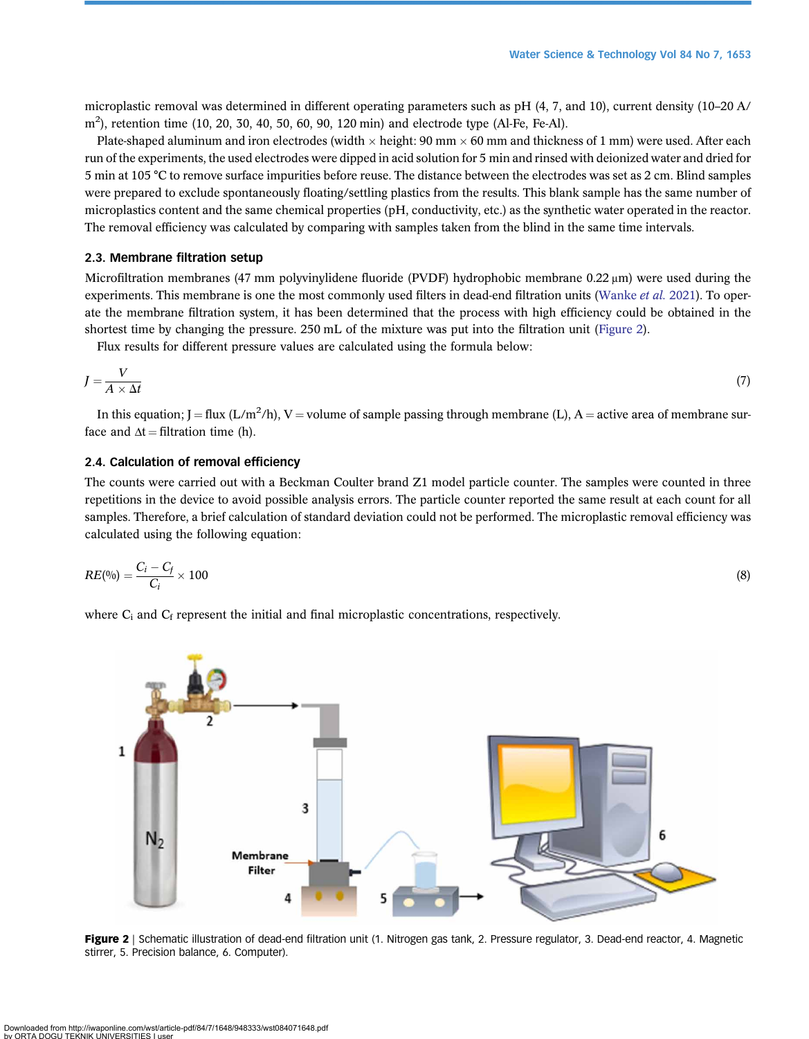microplastic removal was determined in different operating parameters such as pH (4, 7, and 10), current density (10–20 A/$m^2$), retention time (10, 20, 30, 40, 50, 60, 90, 120 min) and electrode type (Al-Fe, Fe-Al).

Plate-shaped aluminum and iron electrodes (width × height: 90 mm × 60 mm and thickness of 1 mm) were used. After each run of the experiments, the used electrodes were dipped in acid solution for 5 min and rinsed with deionized water and dried for 5 min at 105 °C to remove surface impurities before reuse. The distance between the electrodes was set as 2 cm. Blind samples were prepared to exclude spontaneously floating/settling plastics from the results. This blank sample has the same number of microplastics content and the same chemical properties (pH, conductivity, etc.) as the synthetic water operated in the reactor. The removal efficiency was calculated by comparing with samples taken from the blind in the same time intervals.

### 2.3. Membrane filtration setup

Microfiltration membranes (47 mm polyvinylidene fluoride (PVDF) hydrophobic membrane 0.22 μm) were used during the experiments. This membrane is one the most commonly used filters in dead-end filtration units (Wanke *et al.* 2021). To operate the membrane filtration system, it has been determined that the process with high efficiency could be obtained in the shortest time by changing the pressure. 250 mL of the mixture was put into the filtration unit (Figure 2).

Flux results for different pressure values are calculated using the formula below:

$$J = \frac{V}{A \times \Delta t} \tag{7}$$

In this equation; J = flux (L/$m^2$/h), V = volume of sample passing through membrane (L), A = active area of membrane surface and $\Delta t$ = filtration time (h).

### 2.4. Calculation of removal efficiency

The counts were carried out with a Beckman Coulter brand Z1 model particle counter. The samples were counted in three repetitions in the device to avoid possible analysis errors. The particle counter reported the same result at each count for all samples. Therefore, a brief calculation of standard deviation could not be performed. The microplastic removal efficiency was calculated using the following equation:

$$RE(\%) = \frac{C_i - C_f}{C_i} \times 100 \tag{8}$$

where $C_i$ and $C_f$ represent the initial and final microplastic concentrations, respectively.

**Figure 2** | Schematic illustration of dead-end filtration unit (1. Nitrogen gas tank, 2. Pressure regulator, 3. Dead-end reactor, 4. Magnetic stirrer, 5. Precision balance, 6. Computer).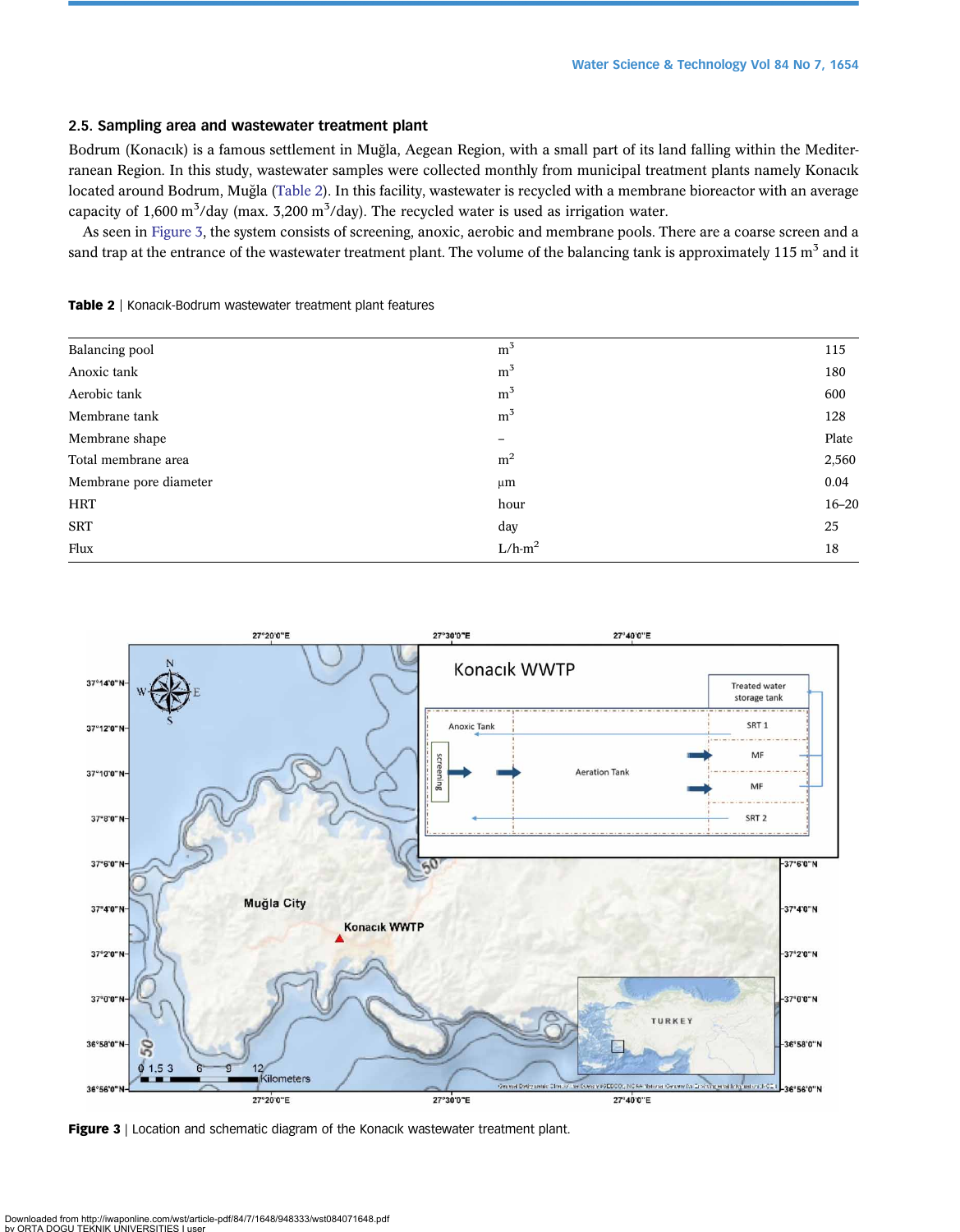### 2.5. Sampling area and wastewater treatment plant

Bodrum (Konacık) is a famous settlement in Muğla, Aegean Region, with a small part of its land falling within the Mediterranean Region. In this study, wastewater samples were collected monthly from municipal treatment plants namely Konacık located around Bodrum, Muğla (Table 2). In this facility, wastewater is recycled with a membrane bioreactor with an average capacity of 1,600 $m^3$/day (max. 3,200 $m^3$/day). The recycled water is used as irrigation water.

As seen in Figure 3, the system consists of screening, anoxic, aerobic and membrane pools. There are a coarse screen and a sand trap at the entrance of the wastewater treatment plant. The volume of the balancing tank is approximately 115 $m^3$ and it

**Table 2** | Konacık-Bodrum wastewater treatment plant features

| | | |
|---|---|---|
| Balancing pool | $m^3$ | 115 |
| Anoxic tank | $m^3$ | 180 |
| Aerobic tank | $m^3$ | 600 |
| Membrane tank | $m^3$ | 128 |
| Membrane shape | – | Plate |
| Total membrane area | $m^2$ | 2,560 |
| Membrane pore diameter | μm | 0.04 |
| HRT | hour | 16–20 |
| SRT | day | 25 |
| Flux | L/h-$m^2$ | 18 |

**Figure 3** | Location and schematic diagram of the Konacık wastewater treatment plant.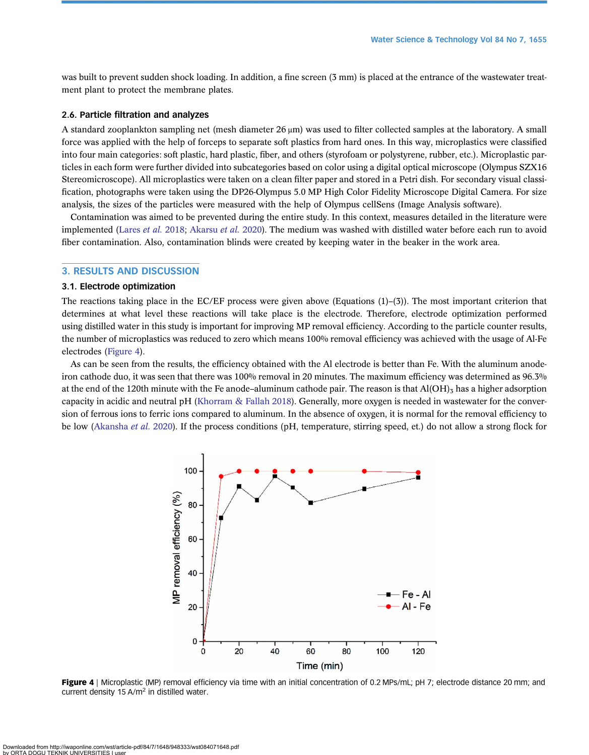was built to prevent sudden shock loading. In addition, a fine screen (3 mm) is placed at the entrance of the wastewater treatment plant to protect the membrane plates.

### 2.6. Particle filtration and analyzes

A standard zooplankton sampling net (mesh diameter 26 μm) was used to filter collected samples at the laboratory. A small force was applied with the help of forceps to separate soft plastics from hard ones. In this way, microplastics were classified into four main categories: soft plastic, hard plastic, fiber, and others (styrofoam or polystyrene, rubber, etc.). Microplastic particles in each form were further divided into subcategories based on color using a digital optical microscope (Olympus SZX16 Stereomicroscope). All microplastics were taken on a clean filter paper and stored in a Petri dish. For secondary visual classification, photographs were taken using the DP26-Olympus 5.0 MP High Color Fidelity Microscope Digital Camera. For size analysis, the sizes of the particles were measured with the help of Olympus cellSens (Image Analysis software).

Contamination was aimed to be prevented during the entire study. In this context, measures detailed in the literature were implemented (Lares *et al.* 2018; Akarsu *et al.* 2020). The medium was washed with distilled water before each run to avoid fiber contamination. Also, contamination blinds were created by keeping water in the beaker in the work area.

## 3. RESULTS AND DISCUSSION

### 3.1. Electrode optimization

The reactions taking place in the EC/EF process were given above (Equations (1)–(3)). The most important criterion that determines at what level these reactions will take place is the electrode. Therefore, electrode optimization performed using distilled water in this study is important for improving MP removal efficiency. According to the particle counter results, the number of microplastics was reduced to zero which means 100% removal efficiency was achieved with the usage of Al-Fe electrodes (Figure 4).

As can be seen from the results, the efficiency obtained with the Al electrode is better than Fe. With the aluminum anode-iron cathode duo, it was seen that there was 100% removal in 20 minutes. The maximum efficiency was determined as 96.3% at the end of the 120th minute with the Fe anode–aluminum cathode pair. The reason is that $Al(OH)_3$ has a higher adsorption capacity in acidic and neutral pH (Khorram & Fallah 2018). Generally, more oxygen is needed in wastewater for the conversion of ferrous ions to ferric ions compared to aluminum. In the absence of oxygen, it is normal for the removal efficiency to be low (Akansha *et al.* 2020). If the process conditions (pH, temperature, stirring speed, et.) do not allow a strong flock for

**Figure 4** | Microplastic (MP) removal efficiency via time with an initial concentration of 0.2 MPs/mL; pH 7; electrode distance 20 mm; and current density 15 A/m$^2$ in distilled water.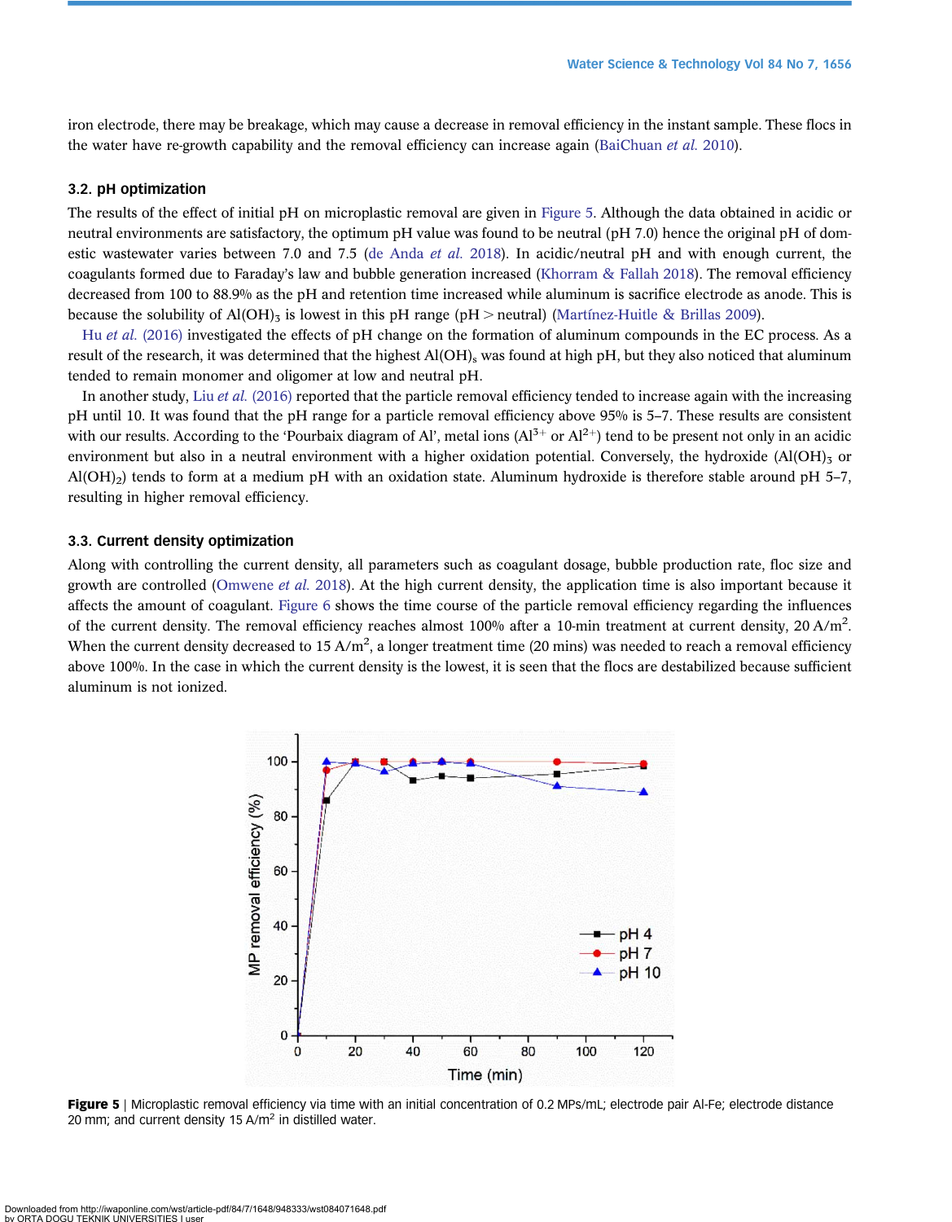iron electrode, there may be breakage, which may cause a decrease in removal efficiency in the instant sample. These flocs in the water have re-growth capability and the removal efficiency can increase again (BaiChuan *et al.* 2010).

### 3.2. pH optimization

The results of the effect of initial pH on microplastic removal are given in Figure 5. Although the data obtained in acidic or neutral environments are satisfactory, the optimum pH value was found to be neutral (pH 7.0) hence the original pH of domestic wastewater varies between 7.0 and 7.5 (de Anda *et al.* 2018). In acidic/neutral pH and with enough current, the coagulants formed due to Faraday's law and bubble generation increased (Khorram & Fallah 2018). The removal efficiency decreased from 100 to 88.9% as the pH and retention time increased while aluminum is sacrifice electrode as anode. This is because the solubility of $Al(OH)_3$ is lowest in this pH range (pH > neutral) (Martínez-Huitle & Brillas 2009).

Hu *et al.* (2016) investigated the effects of pH change on the formation of aluminum compounds in the EC process. As a result of the research, it was determined that the highest $Al(OH)_s$ was found at high pH, but they also noticed that aluminum tended to remain monomer and oligomer at low and neutral pH.

In another study, Liu *et al.* (2016) reported that the particle removal efficiency tended to increase again with the increasing pH until 10. It was found that the pH range for a particle removal efficiency above 95% is 5–7. These results are consistent with our results. According to the 'Pourbaix diagram of Al', metal ions ($Al^{3+}$ or $Al^{2+}$) tend to be present not only in an acidic environment but also in a neutral environment with a higher oxidation potential. Conversely, the hydroxide ($Al(OH)_3$ or $Al(OH)_2$) tends to form at a medium pH with an oxidation state. Aluminum hydroxide is therefore stable around pH 5–7, resulting in higher removal efficiency.

### 3.3. Current density optimization

Along with controlling the current density, all parameters such as coagulant dosage, bubble production rate, floc size and growth are controlled (Omwene *et al.* 2018). At the high current density, the application time is also important because it affects the amount of coagulant. Figure 6 shows the time course of the particle removal efficiency regarding the influences of the current density. The removal efficiency reaches almost 100% after a 10-min treatment at current density, 20 $A/m^2$. When the current density decreased to 15 $A/m^2$, a longer treatment time (20 mins) was needed to reach a removal efficiency above 100%. In the case in which the current density is the lowest, it is seen that the flocs are destabilized because sufficient aluminum is not ionized.

**Figure 5** | Microplastic removal efficiency via time with an initial concentration of 0.2 MPs/mL; electrode pair Al-Fe; electrode distance 20 mm; and current density 15 $A/m^2$ in distilled water.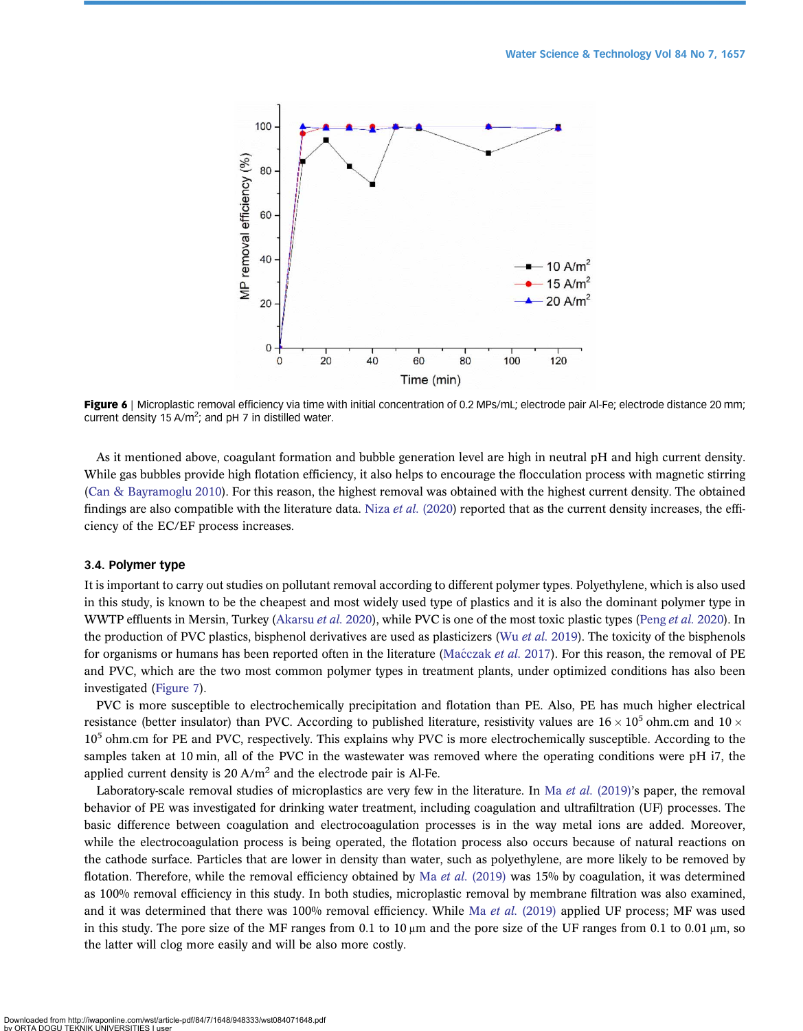**Figure 6** | Microplastic removal efficiency via time with initial concentration of 0.2 MPs/mL; electrode pair Al-Fe; electrode distance 20 mm; current density 15 A/m$^2$; and pH 7 in distilled water.

As it mentioned above, coagulant formation and bubble generation level are high in neutral pH and high current density. While gas bubbles provide high flotation efficiency, it also helps to encourage the flocculation process with magnetic stirring (Can & Bayramoglu 2010). For this reason, the highest removal was obtained with the highest current density. The obtained findings are also compatible with the literature data. Niza *et al.* (2020) reported that as the current density increases, the efficiency of the EC/EF process increases.

### 3.4. Polymer type

It is important to carry out studies on pollutant removal according to different polymer types. Polyethylene, which is also used in this study, is known to be the cheapest and most widely used type of plastics and it is also the dominant polymer type in WWTP effluents in Mersin, Turkey (Akarsu *et al.* 2020), while PVC is one of the most toxic plastic types (Peng *et al.* 2020). In the production of PVC plastics, bisphenol derivatives are used as plasticizers (Wu *et al.* 2019). The toxicity of the bisphenols for organisms or humans has been reported often in the literature (Maćczak *et al.* 2017). For this reason, the removal of PE and PVC, which are the two most common polymer types in treatment plants, under optimized conditions has also been investigated (Figure 7).

PVC is more susceptible to electrochemically precipitation and flotation than PE. Also, PE has much higher electrical resistance (better insulator) than PVC. According to published literature, resistivity values are $16 \times 10^5$ ohm.cm and $10 \times 10^5$ ohm.cm for PE and PVC, respectively. This explains why PVC is more electrochemically susceptible. According to the samples taken at 10 min, all of the PVC in the wastewater was removed where the operating conditions were pH i7, the applied current density is 20 A/m$^2$ and the electrode pair is Al-Fe.

Laboratory-scale removal studies of microplastics are very few in the literature. In Ma *et al.* (2019)'s paper, the removal behavior of PE was investigated for drinking water treatment, including coagulation and ultrafiltration (UF) processes. The basic difference between coagulation and electrocoagulation processes is in the way metal ions are added. Moreover, while the electrocoagulation process is being operated, the flotation process also occurs because of natural reactions on the cathode surface. Particles that are lower in density than water, such as polyethylene, are more likely to be removed by flotation. Therefore, while the removal efficiency obtained by Ma *et al.* (2019) was 15% by coagulation, it was determined as 100% removal efficiency in this study. In both studies, microplastic removal by membrane filtration was also examined, and it was determined that there was 100% removal efficiency. While Ma *et al.* (2019) applied UF process; MF was used in this study. The pore size of the MF ranges from 0.1 to 10 μm and the pore size of the UF ranges from 0.1 to 0.01 μm, so the latter will clog more easily and will be also more costly.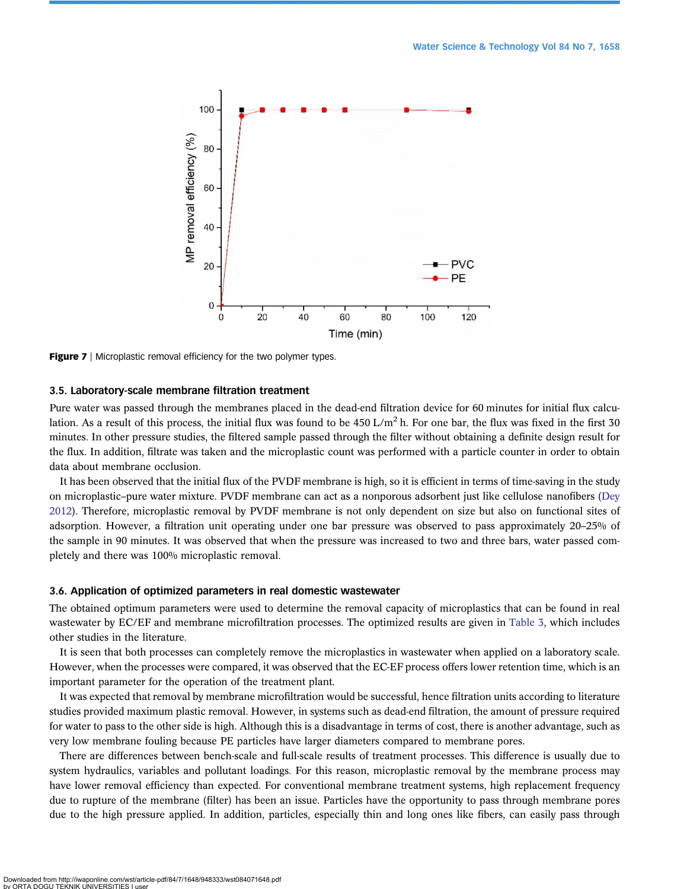**Figure 7** | Microplastic removal efficiency for the two polymer types.

### 3.5. Laboratory-scale membrane filtration treatment

Pure water was passed through the membranes placed in the dead-end filtration device for 60 minutes for initial flux calculation. As a result of this process, the initial flux was found to be 450 $L/m^2$ h. For one bar, the flux was fixed in the first 30 minutes. In other pressure studies, the filtered sample passed through the filter without obtaining a definite design result for the flux. In addition, filtrate was taken and the microplastic count was performed with a particle counter in order to obtain data about membrane occlusion.

It has been observed that the initial flux of the PVDF membrane is high, so it is efficient in terms of time-saving in the study on microplastic–pure water mixture. PVDF membrane can act as a nonporous adsorbent just like cellulose nanofibers (Dey 2012). Therefore, microplastic removal by PVDF membrane is not only dependent on size but also on functional sites of adsorption. However, a filtration unit operating under one bar pressure was observed to pass approximately 20–25% of the sample in 90 minutes. It was observed that when the pressure was increased to two and three bars, water passed completely and there was 100% microplastic removal.

### 3.6. Application of optimized parameters in real domestic wastewater

The obtained optimum parameters were used to determine the removal capacity of microplastics that can be found in real wastewater by EC/EF and membrane microfiltration processes. The optimized results are given in Table 3, which includes other studies in the literature.

It is seen that both processes can completely remove the microplastics in wastewater when applied on a laboratory scale. However, when the processes were compared, it was observed that the EC-EF process offers lower retention time, which is an important parameter for the operation of the treatment plant.

It was expected that removal by membrane microfiltration would be successful, hence filtration units according to literature studies provided maximum plastic removal. However, in systems such as dead-end filtration, the amount of pressure required for water to pass to the other side is high. Although this is a disadvantage in terms of cost, there is another advantage, such as very low membrane fouling because PE particles have larger diameters compared to membrane pores.

There are differences between bench-scale and full-scale results of treatment processes. This difference is usually due to system hydraulics, variables and pollutant loadings. For this reason, microplastic removal by the membrane process may have lower removal efficiency than expected. For conventional membrane treatment systems, high replacement frequency due to rupture of the membrane (filter) has been an issue. Particles have the opportunity to pass through membrane pores due to the high pressure applied. In addition, particles, especially thin and long ones like fibers, can easily pass through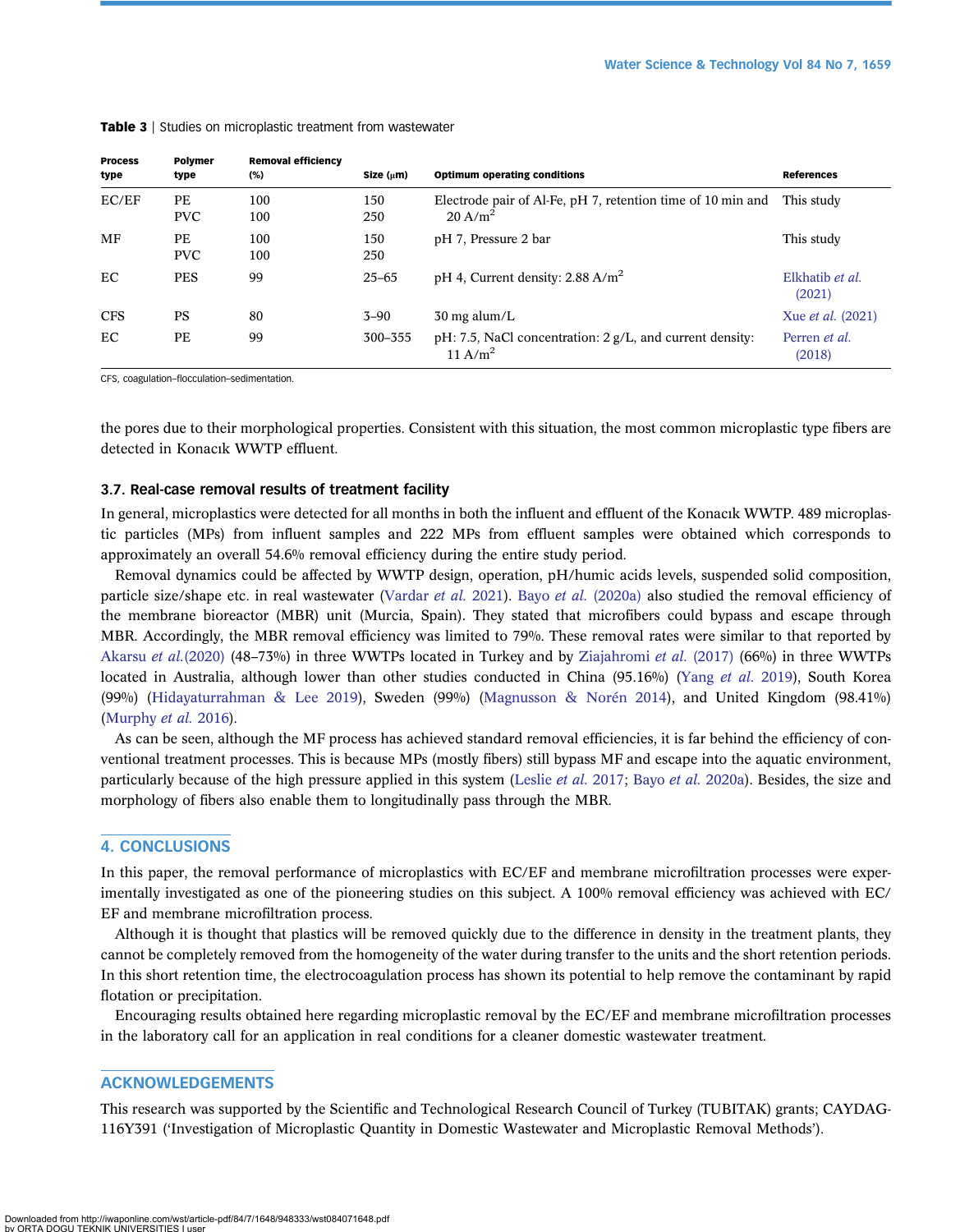**Table 3** | Studies on microplastic treatment from wastewater

| Process type | Polymer type | Removal efficiency (%) | Size (μm) | Optimum operating conditions | References |
|---|---|---|---|---|---|
| EC/EF | PE<br>PVC | 100<br>100 | 150<br>250 | Electrode pair of Al-Fe, pH 7, retention time of 10 min and 20 A/m$^2$ | This study |
| MF | PE<br>PVC | 100<br>100 | 150<br>250 | pH 7, Pressure 2 bar | This study |
| EC | PES | 99 | 25–65 | pH 4, Current density: 2.88 A/m$^2$ | Elkhatib *et al.* (2021) |
| CFS | PS | 80 | 3–90 | 30 mg alum/L | Xue *et al.* (2021) |
| EC | PE | 99 | 300–355 | pH: 7.5, NaCl concentration: 2 g/L, and current density: 11 A/m$^2$ | Perren *et al.* (2018) |

CFS, coagulation–flocculation–sedimentation.

the pores due to their morphological properties. Consistent with this situation, the most common microplastic type fibers are detected in Konacık WWTP effluent.

### 3.7. Real-case removal results of treatment facility

In general, microplastics were detected for all months in both the influent and effluent of the Konacık WWTP. 489 microplastic particles (MPs) from influent samples and 222 MPs from effluent samples were obtained which corresponds to approximately an overall 54.6% removal efficiency during the entire study period.

Removal dynamics could be affected by WWTP design, operation, pH/humic acids levels, suspended solid composition, particle size/shape etc. in real wastewater (Vardar *et al.* 2021). Bayo *et al.* (2020a) also studied the removal efficiency of the membrane bioreactor (MBR) unit (Murcia, Spain). They stated that microfibers could bypass and escape through MBR. Accordingly, the MBR removal efficiency was limited to 79%. These removal rates were similar to that reported by Akarsu *et al.*(2020) (48–73%) in three WWTPs located in Turkey and by Ziajahromi *et al.* (2017) (66%) in three WWTPs located in Australia, although lower than other studies conducted in China (95.16%) (Yang *et al.* 2019), South Korea (99%) (Hidayaturrahman & Lee 2019), Sweden (99%) (Magnusson & Norén 2014), and United Kingdom (98.41%) (Murphy *et al.* 2016).

As can be seen, although the MF process has achieved standard removal efficiencies, it is far behind the efficiency of conventional treatment processes. This is because MPs (mostly fibers) still bypass MF and escape into the aquatic environment, particularly because of the high pressure applied in this system (Leslie *et al.* 2017; Bayo *et al.* 2020a). Besides, the size and morphology of fibers also enable them to longitudinally pass through the MBR.

## 4. CONCLUSIONS

In this paper, the removal performance of microplastics with EC/EF and membrane microfiltration processes were experimentally investigated as one of the pioneering studies on this subject. A 100% removal efficiency was achieved with EC/EF and membrane microfiltration process.

Although it is thought that plastics will be removed quickly due to the difference in density in the treatment plants, they cannot be completely removed from the homogeneity of the water during transfer to the units and the short retention periods. In this short retention time, the electrocoagulation process has shown its potential to help remove the contaminant by rapid flotation or precipitation.

Encouraging results obtained here regarding microplastic removal by the EC/EF and membrane microfiltration processes in the laboratory call for an application in real conditions for a cleaner domestic wastewater treatment.

## ACKNOWLEDGEMENTS

This research was supported by the Scientific and Technological Research Council of Turkey (TUBITAK) grants; CAYDAG-116Y391 ('Investigation of Microplastic Quantity in Domestic Wastewater and Microplastic Removal Methods').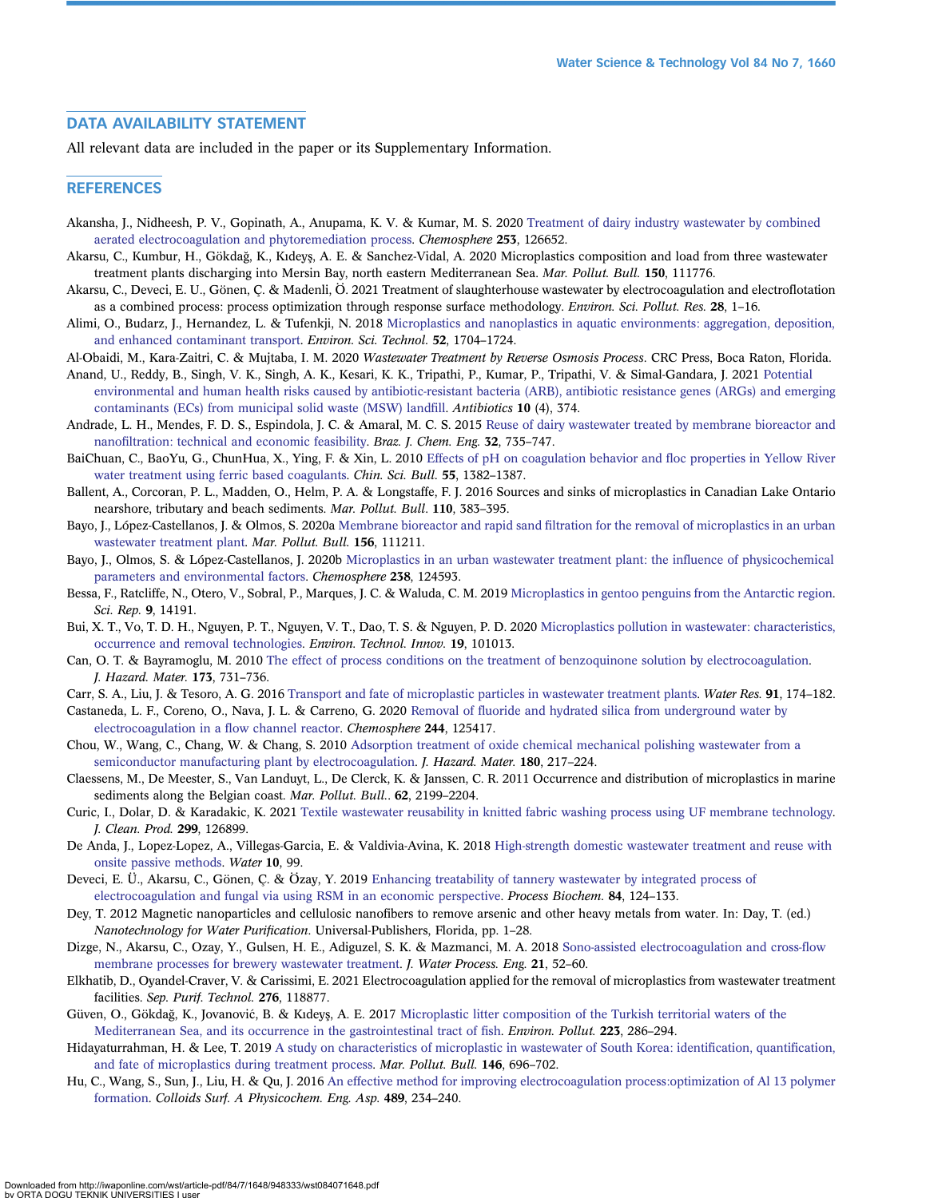## DATA AVAILABILITY STATEMENT

All relevant data are included in the paper or its Supplementary Information.

## REFERENCES

Akansha, J., Nidheesh, P. V., Gopinath, A., Anupama, K. V. & Kumar, M. S. 2020 Treatment of dairy industry wastewater by combined aerated electrocoagulation and phytoremediation process. *Chemosphere* **253**, 126652.

Akarsu, C., Kumbur, H., Gökdağ, K., Kıdeyş, A. E. & Sanchez-Vidal, A. 2020 Microplastics composition and load from three wastewater treatment plants discharging into Mersin Bay, north eastern Mediterranean Sea. *Mar. Pollut. Bull.* **150**, 111776.

Akarsu, C., Deveci, E. U., Gönen, Ç. & Madenli, Ö. 2021 Treatment of slaughterhouse wastewater by electrocoagulation and electroflotation as a combined process: process optimization through response surface methodology. *Environ. Sci. Pollut. Res.* **28**, 1–16.

Alimi, O., Budarz, J., Hernandez, L. & Tufenkji, N. 2018 Microplastics and nanoplastics in aquatic environments: aggregation, deposition, and enhanced contaminant transport. *Environ. Sci. Technol.* **52**, 1704–1724.

Al-Obaidi, M., Kara-Zaitri, C. & Mujtaba, I. M. 2020 *Wastewater Treatment by Reverse Osmosis Process*. CRC Press, Boca Raton, Florida.

Anand, U., Reddy, B., Singh, V. K., Singh, A. K., Kesari, K. K., Tripathi, P., Kumar, P., Tripathi, V. & Simal-Gandara, J. 2021 Potential environmental and human health risks caused by antibiotic-resistant bacteria (ARB), antibiotic resistance genes (ARGs) and emerging contaminants (ECs) from municipal solid waste (MSW) landfill. *Antibiotics* **10** (4), 374.

Andrade, L. H., Mendes, F. D. S., Espindola, J. C. & Amaral, M. C. S. 2015 Reuse of dairy wastewater treated by membrane bioreactor and nanofiltration: technical and economic feasibility. *Braz. J. Chem. Eng.* **32**, 735–747.

BaiChuan, C., BaoYu, G., ChunHua, X., Ying, F. & Xin, L. 2010 Effects of pH on coagulation behavior and floc properties in Yellow River water treatment using ferric based coagulants. *Chin. Sci. Bull.* **55**, 1382–1387.

Ballent, A., Corcoran, P. L., Madden, O., Helm, P. A. & Longstaffe, F. J. 2016 Sources and sinks of microplastics in Canadian Lake Ontario nearshore, tributary and beach sediments. *Mar. Pollut. Bull.* **110**, 383–395.

Bayo, J., López-Castellanos, J. & Olmos, S. 2020a Membrane bioreactor and rapid sand filtration for the removal of microplastics in an urban wastewater treatment plant. *Mar. Pollut. Bull.* **156**, 111211.

Bayo, J., Olmos, S. & López-Castellanos, J. 2020b Microplastics in an urban wastewater treatment plant: the influence of physicochemical parameters and environmental factors. *Chemosphere* **238**, 124593.

Bessa, F., Ratcliffe, N., Otero, V., Sobral, P., Marques, J. C. & Waluda, C. M. 2019 Microplastics in gentoo penguins from the Antarctic region. *Sci. Rep.* **9**, 14191.

Bui, X. T., Vo, T. D. H., Nguyen, P. T., Nguyen, V. T., Dao, T. S. & Nguyen, P. D. 2020 Microplastics pollution in wastewater: characteristics, occurrence and removal technologies. *Environ. Technol. Innov.* **19**, 101013.

Can, O. T. & Bayramoglu, M. 2010 The effect of process conditions on the treatment of benzoquinone solution by electrocoagulation. *J. Hazard. Mater.* **173**, 731–736.

Carr, S. A., Liu, J. & Tesoro, A. G. 2016 Transport and fate of microplastic particles in wastewater treatment plants. *Water Res.* **91**, 174–182.

Castaneda, L. F., Coreno, O., Nava, J. L. & Carreno, G. 2020 Removal of fluoride and hydrated silica from underground water by electrocoagulation in a flow channel reactor. *Chemosphere* **244**, 125417.

Chou, W., Wang, C., Chang, W. & Chang, S. 2010 Adsorption treatment of oxide chemical mechanical polishing wastewater from a semiconductor manufacturing plant by electrocoagulation. *J. Hazard. Mater.* **180**, 217–224.

Claessens, M., De Meester, S., Van Landuyt, L., De Clerck, K. & Janssen, C. R. 2011 Occurrence and distribution of microplastics in marine sediments along the Belgian coast. *Mar. Pollut. Bull.*. **62**, 2199–2204.

Curic, I., Dolar, D. & Karadakic, K. 2021 Textile wastewater reusability in knitted fabric washing process using UF membrane technology. *J. Clean. Prod.* **299**, 126899.

De Anda, J., Lopez-Lopez, A., Villegas-Garcia, E. & Valdivia-Avina, K. 2018 High-strength domestic wastewater treatment and reuse with onsite passive methods. *Water* **10**, 99.

Deveci, E. Ü., Akarsu, C., Gönen, Ç. & Özay, Y. 2019 Enhancing treatability of tannery wastewater by integrated process of electrocoagulation and fungal via using RSM in an economic perspective. *Process Biochem.* **84**, 124–133.

Dey, T. 2012 Magnetic nanoparticles and cellulosic nanofibers to remove arsenic and other heavy metals from water. In: Day, T. (ed.) *Nanotechnology for Water Purification*. Universal-Publishers, Florida, pp. 1–28.

Dizge, N., Akarsu, C., Ozay, Y., Gulsen, H. E., Adiguzel, S. K. & Mazmanci, M. A. 2018 Sono-assisted electrocoagulation and cross-flow membrane processes for brewery wastewater treatment. *J. Water Process. Eng.* **21**, 52–60.

Elkhatib, D., Oyandel-Craver, V. & Carissimi, E. 2021 Electrocoagulation applied for the removal of microplastics from wastewater treatment facilities. *Sep. Purif. Technol.* **276**, 118877.

Güven, O., Gökdağ, K., Jovanović, B. & Kıdeyş, A. E. 2017 Microplastic litter composition of the Turkish territorial waters of the Mediterranean Sea, and its occurrence in the gastrointestinal tract of fish. *Environ. Pollut.* **223**, 286–294.

Hidayaturrahman, H. & Lee, T. 2019 A study on characteristics of microplastic in wastewater of South Korea: identification, quantification, and fate of microplastics during treatment process. *Mar. Pollut. Bull.* **146**, 696–702.

Hu, C., Wang, S., Sun, J., Liu, H. & Qu, J. 2016 An effective method for improving electrocoagulation process:optimization of Al 13 polymer formation. *Colloids Surf. A Physicochem. Eng. Asp.* **489**, 234–240.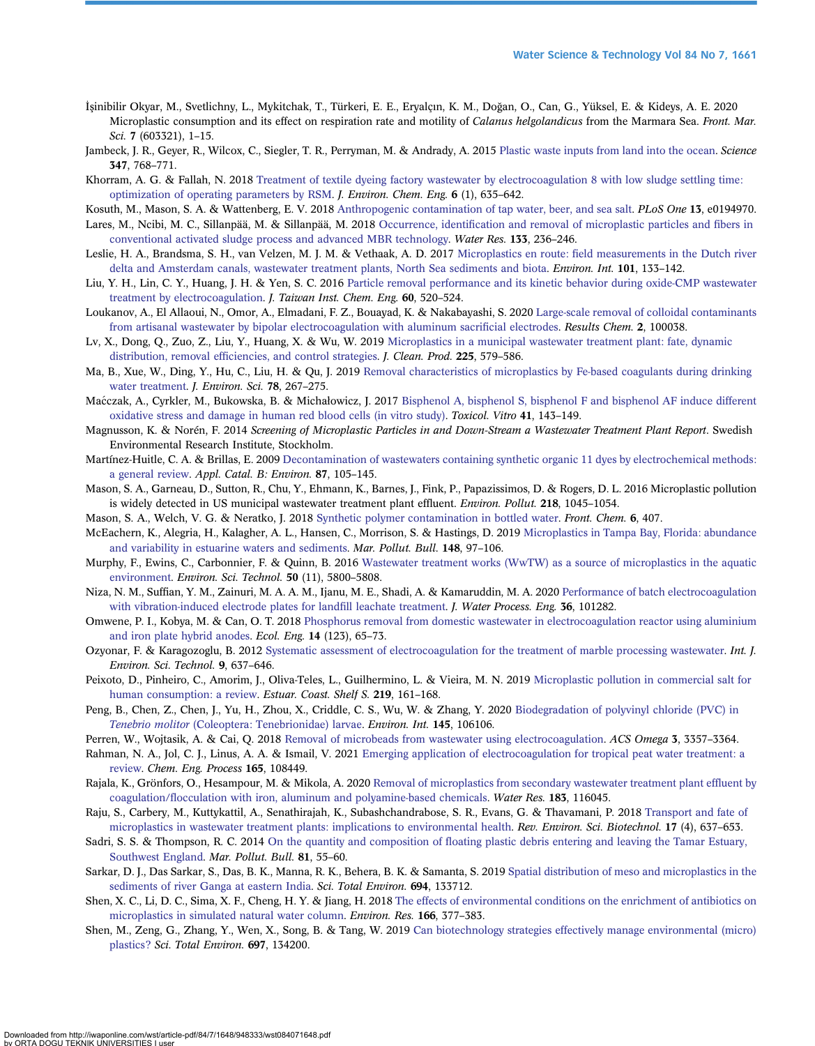İşinibilir Okyar, M., Svetlichny, L., Mykitchak, T., Türkeri, E. E., Eryalçın, K. M., Doğan, O., Can, G., Yüksel, E. & Kideys, A. E. 2020 Microplastic consumption and its effect on respiration rate and motility of *Calanus helgolandicus* from the Marmara Sea. *Front. Mar. Sci.* **7** (603321), 1–15.

Jambeck, J. R., Geyer, R., Wilcox, C., Siegler, T. R., Perryman, M. & Andrady, A. 2015 Plastic waste inputs from land into the ocean. *Science* **347**, 768–771.

Khorram, A. G. & Fallah, N. 2018 Treatment of textile dyeing factory wastewater by electrocoagulation 8 with low sludge settling time: optimization of operating parameters by RSM. *J. Environ. Chem. Eng.* **6** (1), 635–642.

Kosuth, M., Mason, S. A. & Wattenberg, E. V. 2018 Anthropogenic contamination of tap water, beer, and sea salt. *PLoS One* **13**, e0194970.

Lares, M., Ncibi, M. C., Sillanpää, M. & Sillanpää, M. 2018 Occurrence, identification and removal of microplastic particles and fibers in conventional activated sludge process and advanced MBR technology. *Water Res.* **133**, 236–246.

Leslie, H. A., Brandsma, S. H., van Velzen, M. J. M. & Vethaak, A. D. 2017 Microplastics en route: field measurements in the Dutch river delta and Amsterdam canals, wastewater treatment plants, North Sea sediments and biota. *Environ. Int.* **101**, 133–142.

Liu, Y. H., Lin, C. Y., Huang, J. H. & Yen, S. C. 2016 Particle removal performance and its kinetic behavior during oxide-CMP wastewater treatment by electrocoagulation. *J. Taiwan Inst. Chem. Eng.* **60**, 520–524.

Loukanov, A., El Allaoui, N., Omor, A., Elmadani, F. Z., Bouayad, K. & Nakabayashi, S. 2020 Large-scale removal of colloidal contaminants from artisanal wastewater by bipolar electrocoagulation with aluminum sacrificial electrodes. *Results Chem.* **2**, 100038.

Lv, X., Dong, Q., Zuo, Z., Liu, Y., Huang, X. & Wu, W. 2019 Microplastics in a municipal wastewater treatment plant: fate, dynamic distribution, removal efficiencies, and control strategies. *J. Clean. Prod.* **225**, 579–586.

Ma, B., Xue, W., Ding, Y., Hu, C., Liu, H. & Qu, J. 2019 Removal characteristics of microplastics by Fe-based coagulants during drinking water treatment. *J. Environ. Sci.* **78**, 267–275.

Maćczak, A., Cyrkler, M., Bukowska, B. & Michałowicz, J. 2017 Bisphenol A, bisphenol S, bisphenol F and bisphenol AF induce different oxidative stress and damage in human red blood cells (in vitro study). *Toxicol. Vitro* **41**, 143–149.

Magnusson, K. & Norén, F. 2014 *Screening of Microplastic Particles in and Down-Stream a Wastewater Treatment Plant Report*. Swedish Environmental Research Institute, Stockholm.

Martínez-Huitle, C. A. & Brillas, E. 2009 Decontamination of wastewaters containing synthetic organic 11 dyes by electrochemical methods: a general review. *Appl. Catal. B: Environ.* **87**, 105–145.

Mason, S. A., Garneau, D., Sutton, R., Chu, Y., Ehmann, K., Barnes, J., Fink, P., Papazissimos, D. & Rogers, D. L. 2016 Microplastic pollution is widely detected in US municipal wastewater treatment plant effluent. *Environ. Pollut.* **218**, 1045–1054.

Mason, S. A., Welch, V. G. & Neratko, J. 2018 Synthetic polymer contamination in bottled water. *Front. Chem.* **6**, 407.

McEachern, K., Alegria, H., Kalagher, A. L., Hansen, C., Morrison, S. & Hastings, D. 2019 Microplastics in Tampa Bay, Florida: abundance and variability in estuarine waters and sediments. *Mar. Pollut. Bull.* **148**, 97–106.

Murphy, F., Ewins, C., Carbonnier, F. & Quinn, B. 2016 Wastewater treatment works (WwTW) as a source of microplastics in the aquatic environment. *Environ. Sci. Technol.* **50** (11), 5800–5808.

Niza, N. M., Suffian, Y. M., Zainuri, M. A. A. M., Ijanu, M. E., Shadi, A. & Kamaruddin, M. A. 2020 Performance of batch electrocoagulation with vibration-induced electrode plates for landfill leachate treatment. *J. Water Process. Eng.* **36**, 101282.

Omwene, P. I., Kobya, M. & Can, O. T. 2018 Phosphorus removal from domestic wastewater in electrocoagulation reactor using aluminium and iron plate hybrid anodes. *Ecol. Eng.* **14** (123), 65–73.

Ozyonar, F. & Karagozoglu, B. 2012 Systematic assessment of electrocoagulation for the treatment of marble processing wastewater. *Int. J. Environ. Sci. Technol.* **9**, 637–646.

Peixoto, D., Pinheiro, C., Amorim, J., Oliva-Teles, L., Guilhermino, L. & Vieira, M. N. 2019 Microplastic pollution in commercial salt for human consumption: a review. *Estuar. Coast. Shelf S.* **219**, 161–168.

Peng, B., Chen, Z., Chen, J., Yu, H., Zhou, X., Criddle, C. S., Wu, W. & Zhang, Y. 2020 Biodegradation of polyvinyl chloride (PVC) in *Tenebrio molitor* (Coleoptera: Tenebrionidae) larvae. *Environ. Int.* **145**, 106106.

Perren, W., Wojtasik, A. & Cai, Q. 2018 Removal of microbeads from wastewater using electrocoagulation. *ACS Omega* **3**, 3357–3364.

Rahman, N. A., Jol, C. J., Linus, A. A. & Ismail, V. 2021 Emerging application of electrocoagulation for tropical peat water treatment: a review. *Chem. Eng. Process* **165**, 108449.

Rajala, K., Grönfors, O., Hesampour, M. & Mikola, A. 2020 Removal of microplastics from secondary wastewater treatment plant effluent by coagulation/flocculation with iron, aluminum and polyamine-based chemicals. *Water Res.* **183**, 116045.

Raju, S., Carbery, M., Kuttykattil, A., Senathirajah, K., Subashchandrabose, S. R., Evans, G. & Thavamani, P. 2018 Transport and fate of microplastics in wastewater treatment plants: implications to environmental health. *Rev. Environ. Sci. Biotechnol.* **17** (4), 637–653.

Sadri, S. S. & Thompson, R. C. 2014 On the quantity and composition of floating plastic debris entering and leaving the Tamar Estuary, Southwest England. *Mar. Pollut. Bull.* **81**, 55–60.

Sarkar, D. J., Das Sarkar, S., Das, B. K., Manna, R. K., Behera, B. K. & Samanta, S. 2019 Spatial distribution of meso and microplastics in the sediments of river Ganga at eastern India. *Sci. Total Environ.* **694**, 133712.

Shen, X. C., Li, D. C., Sima, X. F., Cheng, H. Y. & Jiang, H. 2018 The effects of environmental conditions on the enrichment of antibiotics on microplastics in simulated natural water column. *Environ. Res.* **166**, 377–383.

Shen, M., Zeng, G., Zhang, Y., Wen, X., Song, B. & Tang, W. 2019 Can biotechnology strategies effectively manage environmental (micro)plastics? *Sci. Total Environ.* **697**, 134200.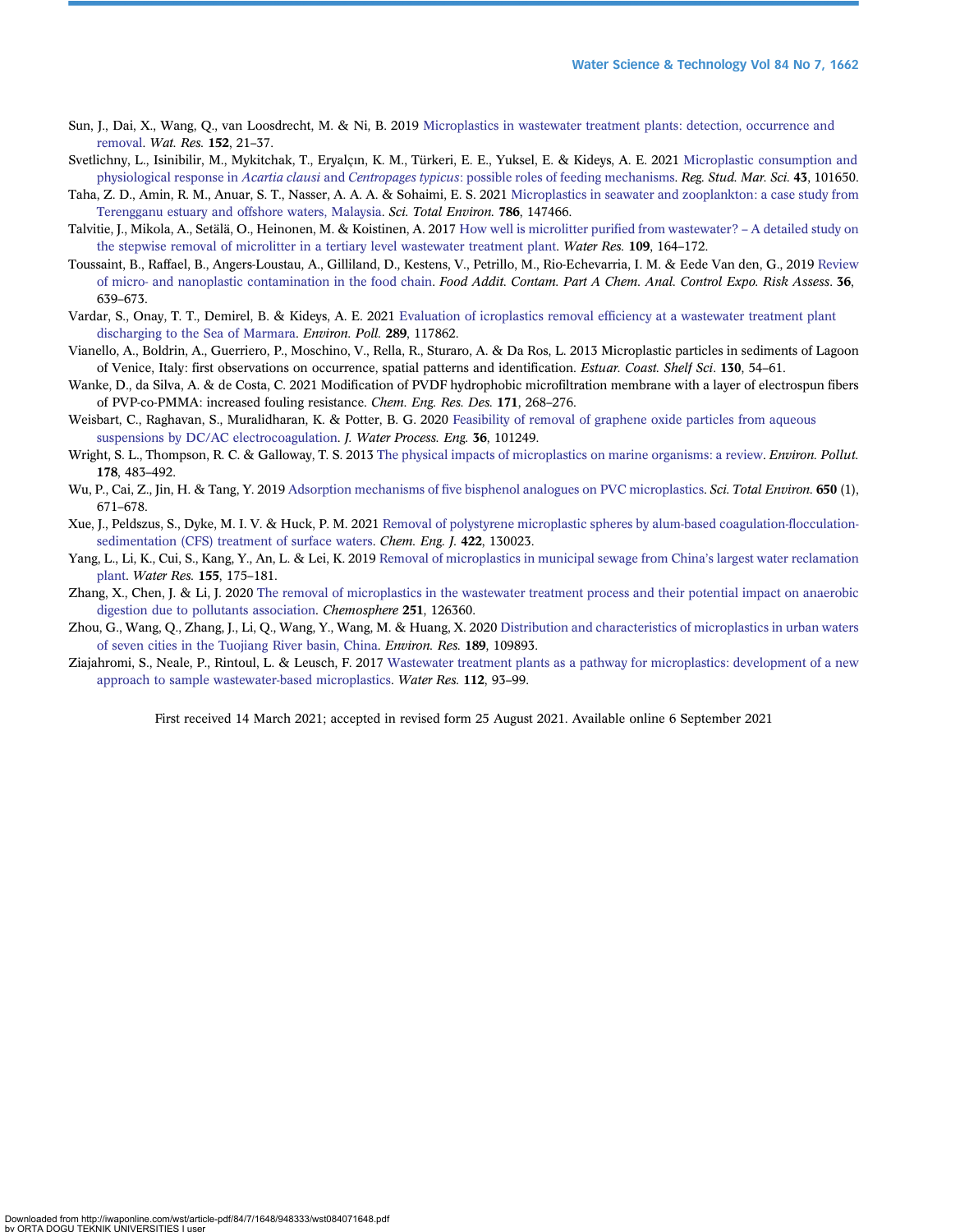Sun, J., Dai, X., Wang, Q., van Loosdrecht, M. & Ni, B. 2019 Microplastics in wastewater treatment plants: detection, occurrence and removal. *Wat. Res.* **152**, 21–37.

Svetlichny, L., Isinibilir, M., Mykitchak, T., Eryalçın, K. M., Türkeri, E. E., Yuksel, E. & Kideys, A. E. 2021 Microplastic consumption and physiological response in *Acartia clausi* and *Centropages typicus*: possible roles of feeding mechanisms. *Reg. Stud. Mar. Sci.* **43**, 101650.

Taha, Z. D., Amin, R. M., Anuar, S. T., Nasser, A. A. A. & Sohaimi, E. S. 2021 Microplastics in seawater and zooplankton: a case study from Terengganu estuary and offshore waters, Malaysia. *Sci. Total Environ.* **786**, 147466.

Talvitie, J., Mikola, A., Setälä, O., Heinonen, M. & Koistinen, A. 2017 How well is microlitter purified from wastewater? – A detailed study on the stepwise removal of microlitter in a tertiary level wastewater treatment plant. *Water Res.* **109**, 164–172.

Toussaint, B., Raffael, B., Angers-Loustau, A., Gilliland, D., Kestens, V., Petrillo, M., Rio-Echevarria, I. M. & Eede Van den, G., 2019 Review of micro- and nanoplastic contamination in the food chain. *Food Addit. Contam. Part A Chem. Anal. Control Expo. Risk Assess*. **36**, 639–673.

Vardar, S., Onay, T. T., Demirel, B. & Kideys, A. E. 2021 Evaluation of icroplastics removal efficiency at a wastewater treatment plant discharging to the Sea of Marmara. *Environ. Poll.* **289**, 117862.

Vianello, A., Boldrin, A., Guerriero, P., Moschino, V., Rella, R., Sturaro, A. & Da Ros, L. 2013 Microplastic particles in sediments of Lagoon of Venice, Italy: first observations on occurrence, spatial patterns and identification. *Estuar. Coast. Shelf Sci*. **130**, 54–61.

Wanke, D., da Silva, A. & de Costa, C. 2021 Modification of PVDF hydrophobic microfiltration membrane with a layer of electrospun fibers of PVP-co-PMMA: increased fouling resistance. *Chem. Eng. Res. Des.* **171**, 268–276.

Weisbart, C., Raghavan, S., Muralidharan, K. & Potter, B. G. 2020 Feasibility of removal of graphene oxide particles from aqueous suspensions by DC/AC electrocoagulation. *J. Water Process. Eng.* **36**, 101249.

Wright, S. L., Thompson, R. C. & Galloway, T. S. 2013 The physical impacts of microplastics on marine organisms: a review. *Environ. Pollut.* **178**, 483–492.

Wu, P., Cai, Z., Jin, H. & Tang, Y. 2019 Adsorption mechanisms of five bisphenol analogues on PVC microplastics. *Sci. Total Environ.* **650** (1), 671–678.

Xue, J., Peldszus, S., Dyke, M. I. V. & Huck, P. M. 2021 Removal of polystyrene microplastic spheres by alum-based coagulation-flocculation-sedimentation (CFS) treatment of surface waters. *Chem. Eng. J.* **422**, 130023.

Yang, L., Li, K., Cui, S., Kang, Y., An, L. & Lei, K. 2019 Removal of microplastics in municipal sewage from China's largest water reclamation plant. *Water Res.* **155**, 175–181.

Zhang, X., Chen, J. & Li, J. 2020 The removal of microplastics in the wastewater treatment process and their potential impact on anaerobic digestion due to pollutants association. *Chemosphere* **251**, 126360.

Zhou, G., Wang, Q., Zhang, J., Li, Q., Wang, Y., Wang, M. & Huang, X. 2020 Distribution and characteristics of microplastics in urban waters of seven cities in the Tuojiang River basin, China. *Environ. Res.* **189**, 109893.

Ziajahromi, S., Neale, P., Rintoul, L. & Leusch, F. 2017 Wastewater treatment plants as a pathway for microplastics: development of a new approach to sample wastewater-based microplastics. *Water Res.* **112**, 93–99.

First received 14 March 2021; accepted in revised form 25 August 2021. Available online 6 September 2021